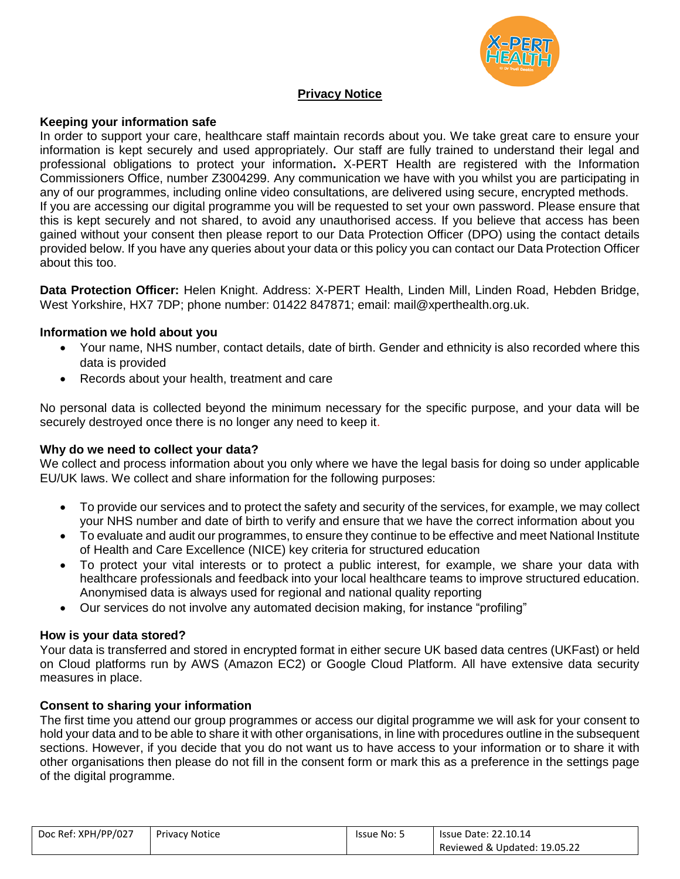# Privacy Notice

## Keeping your information safe

In order to support your care, healthcare staff maintain records about you. We take great care to ensure your information is kept securely and used appropriately. Our staff are fully trained to understand their legal and professional obligations to protect your information**.** X-PERT Health are registered with the Information Commissioners Office, number Z3004299. Any communication we have with you whilst you are participating in any of our programmes, including online video consultations, are delivered using secure, encrypted methods.
If you are accessing our digital programme you will be requested to set your own password. Please ensure that this is kept securely and not shared, to avoid any unauthorised access. If you believe that access has been gained without your consent then please report to our Data Protection Officer (DPO) using the contact details provided below. If you have any queries about your data or this policy you can contact our Data Protection Officer about this too.

**Data Protection Officer:** Helen Knight. Address: X-PERT Health, Linden Mill, Linden Road, Hebden Bridge, West Yorkshire, HX7 7DP; phone number: 01422 847871; email: mail@xperthealth.org.uk.

## Information we hold about you

- Your name, NHS number, contact details, date of birth. Gender and ethnicity is also recorded where this data is provided
- Records about your health, treatment and care

No personal data is collected beyond the minimum necessary for the specific purpose, and your data will be securely destroyed once there is no longer any need to keep it.

## Why do we need to collect your data?

We collect and process information about you only where we have the legal basis for doing so under applicable EU/UK laws. We collect and share information for the following purposes:

- To provide our services and to protect the safety and security of the services, for example, we may collect your NHS number and date of birth to verify and ensure that we have the correct information about you
- To evaluate and audit our programmes, to ensure they continue to be effective and meet National Institute of Health and Care Excellence (NICE) key criteria for structured education
- To protect your vital interests or to protect a public interest, for example, we share your data with healthcare professionals and feedback into your local healthcare teams to improve structured education. Anonymised data is always used for regional and national quality reporting
- Our services do not involve any automated decision making, for instance "profiling"

## How is your data stored?

Your data is transferred and stored in encrypted format in either secure UK based data centres (UKFast) or held on Cloud platforms run by AWS (Amazon EC2) or Google Cloud Platform. All have extensive data security measures in place.

## Consent to sharing your information

The first time you attend our group programmes or access our digital programme we will ask for your consent to hold your data and to be able to share it with other organisations, in line with procedures outline in the subsequent sections. However, if you decide that you do not want us to have access to your information or to share it with other organisations then please do not fill in the consent form or mark this as a preference in the settings page of the digital programme.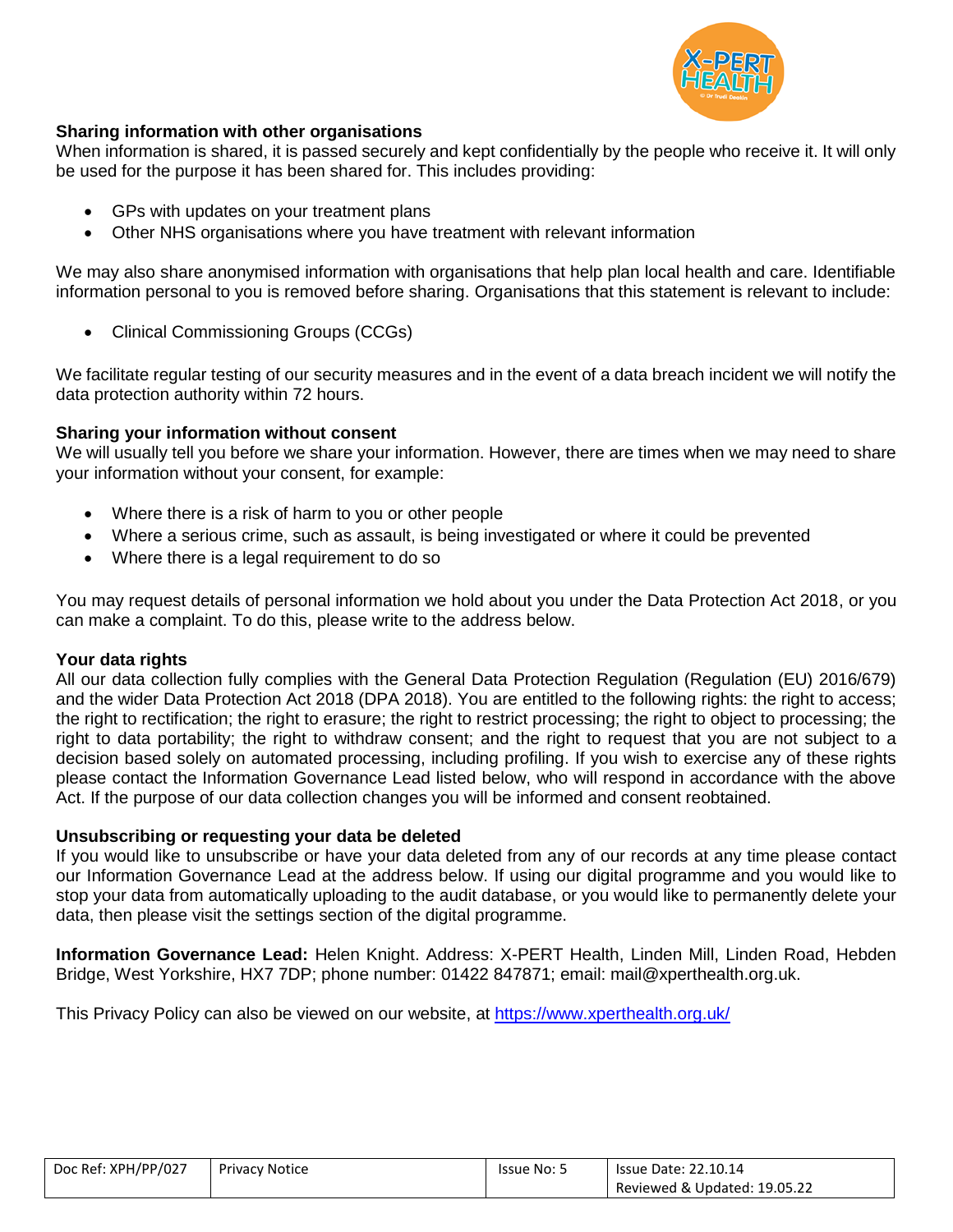**Sharing information with other organisations**

When information is shared, it is passed securely and kept confidentially by the people who receive it. It will only be used for the purpose it has been shared for. This includes providing:

- GPs with updates on your treatment plans
- Other NHS organisations where you have treatment with relevant information

We may also share anonymised information with organisations that help plan local health and care. Identifiable information personal to you is removed before sharing. Organisations that this statement is relevant to include:

- Clinical Commissioning Groups (CCGs)

We facilitate regular testing of our security measures and in the event of a data breach incident we will notify the data protection authority within 72 hours.

**Sharing your information without consent**

We will usually tell you before we share your information. However, there are times when we may need to share your information without your consent, for example:

- Where there is a risk of harm to you or other people
- Where a serious crime, such as assault, is being investigated or where it could be prevented
- Where there is a legal requirement to do so

You may request details of personal information we hold about you under the Data Protection Act 2018, or you can make a complaint. To do this, please write to the address below.

**Your data rights**

All our data collection fully complies with the General Data Protection Regulation (Regulation (EU) 2016/679) and the wider Data Protection Act 2018 (DPA 2018). You are entitled to the following rights: the right to access; the right to rectification; the right to erasure; the right to restrict processing; the right to object to processing; the right to data portability; the right to withdraw consent; and the right to request that you are not subject to a decision based solely on automated processing, including profiling. If you wish to exercise any of these rights please contact the Information Governance Lead listed below, who will respond in accordance with the above Act. If the purpose of our data collection changes you will be informed and consent reobtained.

**Unsubscribing or requesting your data be deleted**

If you would like to unsubscribe or have your data deleted from any of our records at any time please contact our Information Governance Lead at the address below. If using our digital programme and you would like to stop your data from automatically uploading to the audit database, or you would like to permanently delete your data, then please visit the settings section of the digital programme.

**Information Governance Lead:** Helen Knight. Address: X-PERT Health, Linden Mill, Linden Road, Hebden Bridge, West Yorkshire, HX7 7DP; phone number: 01422 847871; email: mail@xperthealth.org.uk.

This Privacy Policy can also be viewed on our website, at [https://www.xperthealth.org.uk/](https://www.xperthealth.org.uk/)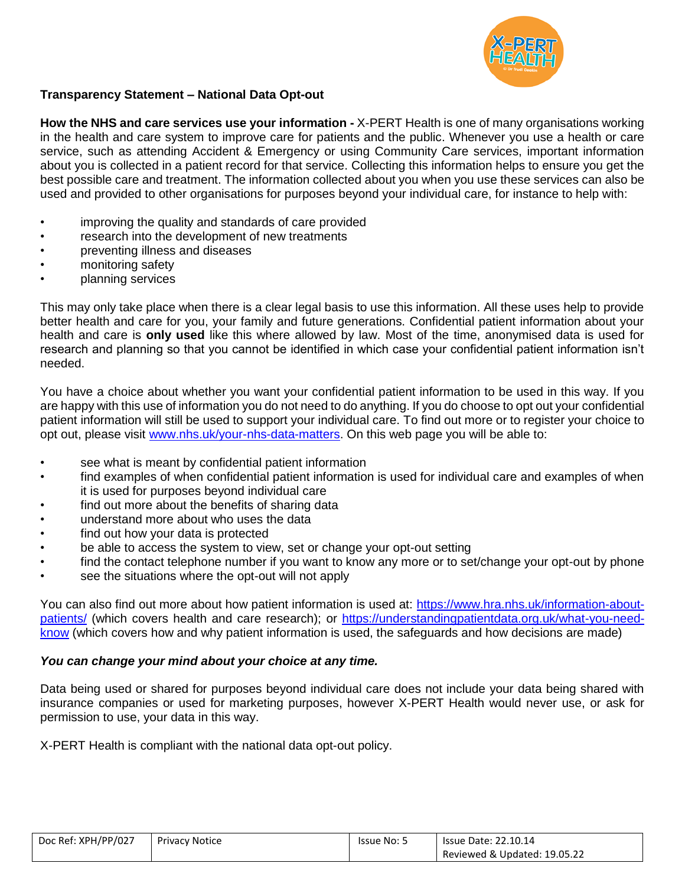## Transparency Statement – National Data Opt-out

**How the NHS and care services use your information -** X-PERT Health is one of many organisations working in the health and care system to improve care for patients and the public. Whenever you use a health or care service, such as attending Accident & Emergency or using Community Care services, important information about you is collected in a patient record for that service. Collecting this information helps to ensure you get the best possible care and treatment. The information collected about you when you use these services can also be used and provided to other organisations for purposes beyond your individual care, for instance to help with:

- improving the quality and standards of care provided
- research into the development of new treatments
- preventing illness and diseases
- monitoring safety
- planning services

This may only take place when there is a clear legal basis to use this information. All these uses help to provide better health and care for you, your family and future generations. Confidential patient information about your health and care is **only used** like this where allowed by law. Most of the time, anonymised data is used for research and planning so that you cannot be identified in which case your confidential patient information isn't needed.

You have a choice about whether you want your confidential patient information to be used in this way. If you are happy with this use of information you do not need to do anything. If you do choose to opt out your confidential patient information will still be used to support your individual care. To find out more or to register your choice to opt out, please visit [www.nhs.uk/your-nhs-data-matters](www.nhs.uk/your-nhs-data-matters). On this web page you will be able to:

- see what is meant by confidential patient information
- find examples of when confidential patient information is used for individual care and examples of when it is used for purposes beyond individual care
- find out more about the benefits of sharing data
- understand more about who uses the data
- find out how your data is protected
- be able to access the system to view, set or change your opt-out setting
- find the contact telephone number if you want to know any more or to set/change your opt-out by phone
- see the situations where the opt-out will not apply

You can also find out more about how patient information is used at: [https://www.hra.nhs.uk/information-about-patients/](https://www.hra.nhs.uk/information-about-patients/) (which covers health and care research); or [https://understandingpatientdata.org.uk/what-you-need-know](https://understandingpatientdata.org.uk/what-you-need-know) (which covers how and why patient information is used, the safeguards and how decisions are made)

***You can change your mind about your choice at any time.***

Data being used or shared for purposes beyond individual care does not include your data being shared with insurance companies or used for marketing purposes, however X-PERT Health would never use, or ask for permission to use, your data in this way.

X-PERT Health is compliant with the national data opt-out policy.

| | | | |
|---|---|---|---|
| Doc Ref: XPH/PP/027 | Privacy Notice | Issue No: 5 | Issue Date: 22.10.14<br>Reviewed & Updated: 19.05.22 |